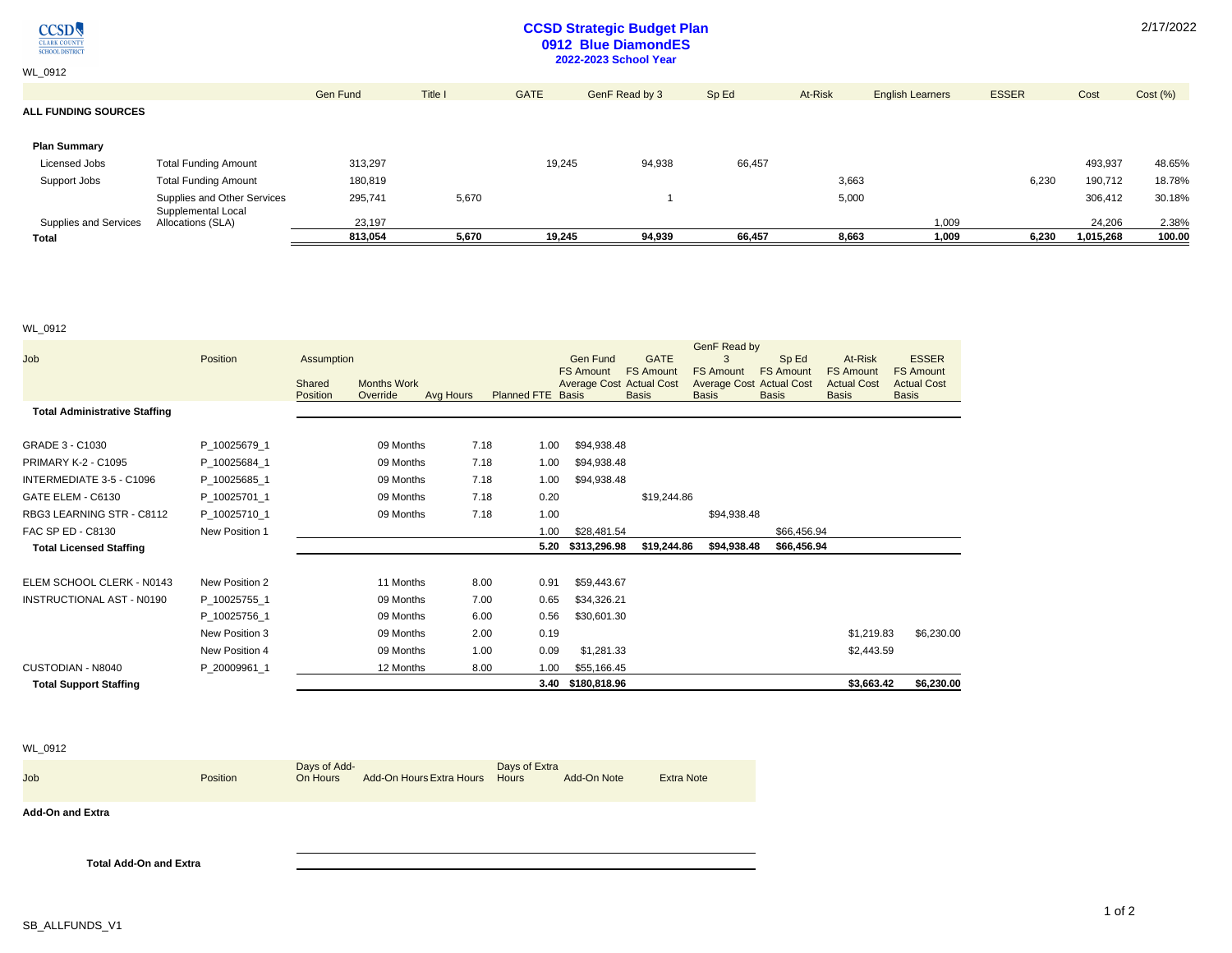# CCSD Strategic Budget Plan
## 0912 Blue DiamondES
### 2022-2023 School Year

2/17/2022

WL_0912

**ALL FUNDING SOURCES**

| | | Gen Fund | Title I | GATE | GenF Read by 3 | Sp Ed | At-Risk | English Learners | ESSER | Cost | Cost (%) |
|---|---|---|---|---|---|---|---|---|---|---|---|
| **Plan Summary** | | | | | | | | | | | |
| Licensed Jobs | Total Funding Amount | 313,297 | | 19,245 | 94,938 | 66,457 | | | | 493,937 | 48.65% |
| Support Jobs | Total Funding Amount | 180,819 | | | | | 3,663 | | 6,230 | 190,712 | 18.78% |
| | Supplies and Other Services | 295,741 | 5,670 | | 1 | | 5,000 | | | 306,412 | 30.18% |
| Supplies and Services | Supplemental Local Allocations (SLA) | 23,197 | | | | | | 1,009 | | 24,206 | 2.38% |
| **Total** | | **813,054** | **5,670** | **19,245** | **94,939** | **66,457** | **8,663** | **1,009** | **6,230** | **1,015,268** | **100.00** |

WL_0912

| Job | Position | Assumption Shared Position | Months Work Override | Avg Hours | Planned FTE | Gen Fund FS Amount Average Cost Basis | GATE FS Amount Actual Cost Basis | GenF Read by 3 FS Amount Average Cost Basis | Sp Ed FS Amount Actual Cost Basis | At-Risk FS Amount Actual Cost Basis | ESSER FS Amount Actual Cost Basis |
|---|---|---|---|---|---|---|---|---|---|---|---|
| **Total Administrative Staffing** | | | | | | | | | | | |
| GRADE 3 - C1030 | P_10025679_1 | | 09 Months | 7.18 | 1.00 | $94,938.48 | | | | | |
| PRIMARY K-2 - C1095 | P_10025684_1 | | 09 Months | 7.18 | 1.00 | $94,938.48 | | | | | |
| INTERMEDIATE 3-5 - C1096 | P_10025685_1 | | 09 Months | 7.18 | 1.00 | $94,938.48 | | | | | |
| GATE ELEM - C6130 | P_10025701_1 | | 09 Months | 7.18 | 0.20 | | $19,244.86 | | | | |
| RBG3 LEARNING STR - C8112 | P_10025710_1 | | 09 Months | 7.18 | 1.00 | | | $94,938.48 | | | |
| FAC SP ED - C8130 | New Position 1 | | | | 1.00 | $28,481.54 | | | $66,456.94 | | |
| **Total Licensed Staffing** | | | | | **5.20** | **$313,296.98** | **$19,244.86** | **$94,938.48** | **$66,456.94** | | |
| ELEM SCHOOL CLERK - N0143 | New Position 2 | | 11 Months | 8.00 | 0.91 | $59,443.67 | | | | | |
| INSTRUCTIONAL AST - N0190 | P_10025755_1 | | 09 Months | 7.00 | 0.65 | $34,326.21 | | | | | |
| | P_10025756_1 | | 09 Months | 6.00 | 0.56 | $30,601.30 | | | | | |
| | New Position 3 | | 09 Months | 2.00 | 0.19 | | | | | $1,219.83 | $6,230.00 |
| | New Position 4 | | 09 Months | 1.00 | 0.09 | $1,281.33 | | | | $2,443.59 | |
| CUSTODIAN - N8040 | P_20009961_1 | | 12 Months | 8.00 | 1.00 | $55,166.45 | | | | | |
| **Total Support Staffing** | | | | | **3.40** | **$180,818.96** | | | | **$3,663.42** | **$6,230.00** |

WL_0912

| Job | Position | Days of Add-On Hours | Add-On Hours | Extra Hours | Days of Extra Hours | Add-On Note | Extra Note |
|---|---|---|---|---|---|---|---|
| **Add-On and Extra** | | | | | | | |
| **Total Add-On and Extra** | | | | | | | |

SB_ALLFUNDS_V1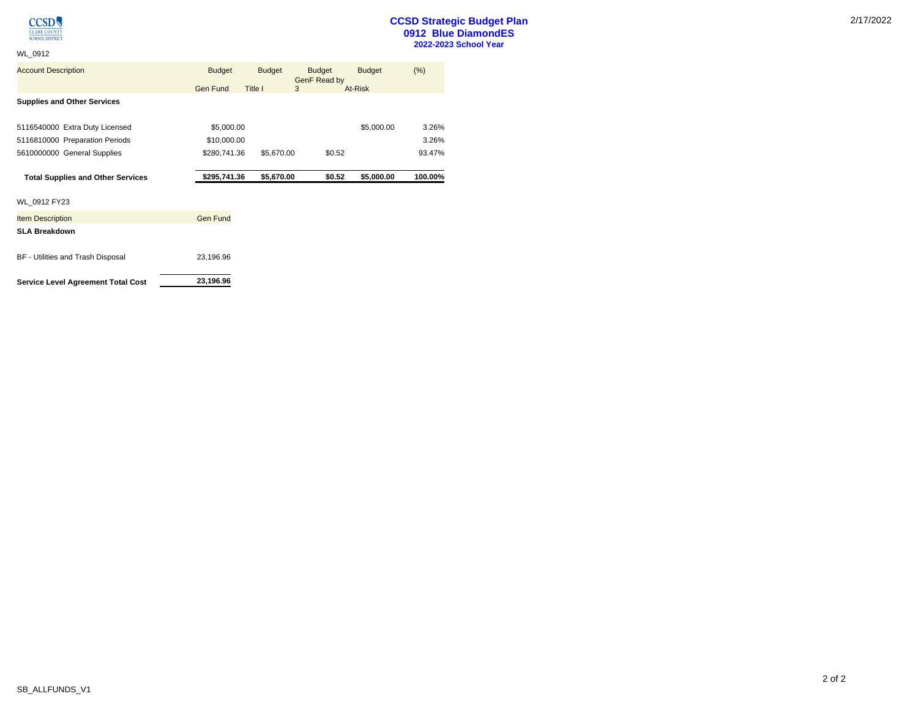# CCSD Strategic Budget Plan
## 0912 Blue DiamondES
### 2022-2023 School Year

WL_0912

| Account Description | Budget<br>Gen Fund | Budget<br>Title I | Budget<br>GenF Read by 3 | Budget<br>At-Risk | (%) |
|---|---|---|---|---|---|
| **Supplies and Other Services** | | | | | |
| 5116540000 Extra Duty Licensed | $5,000.00 | | | $5,000.00 | 3.26% |
| 5116810000 Preparation Periods | $10,000.00 | | | | 3.26% |
| 5610000000 General Supplies | $280,741.36 | $5,670.00 | $0.52 | | 93.47% |
| **Total Supplies and Other Services** | **$295,741.36** | **$5,670.00** | **$0.52** | **$5,000.00** | **100.00%** |

WL_0912 FY23

| Item Description | Gen Fund |
|---|---|
| **SLA Breakdown** | |
| BF - Utilities and Trash Disposal | 23,196.96 |
| **Service Level Agreement Total Cost** | **23,196.96** |